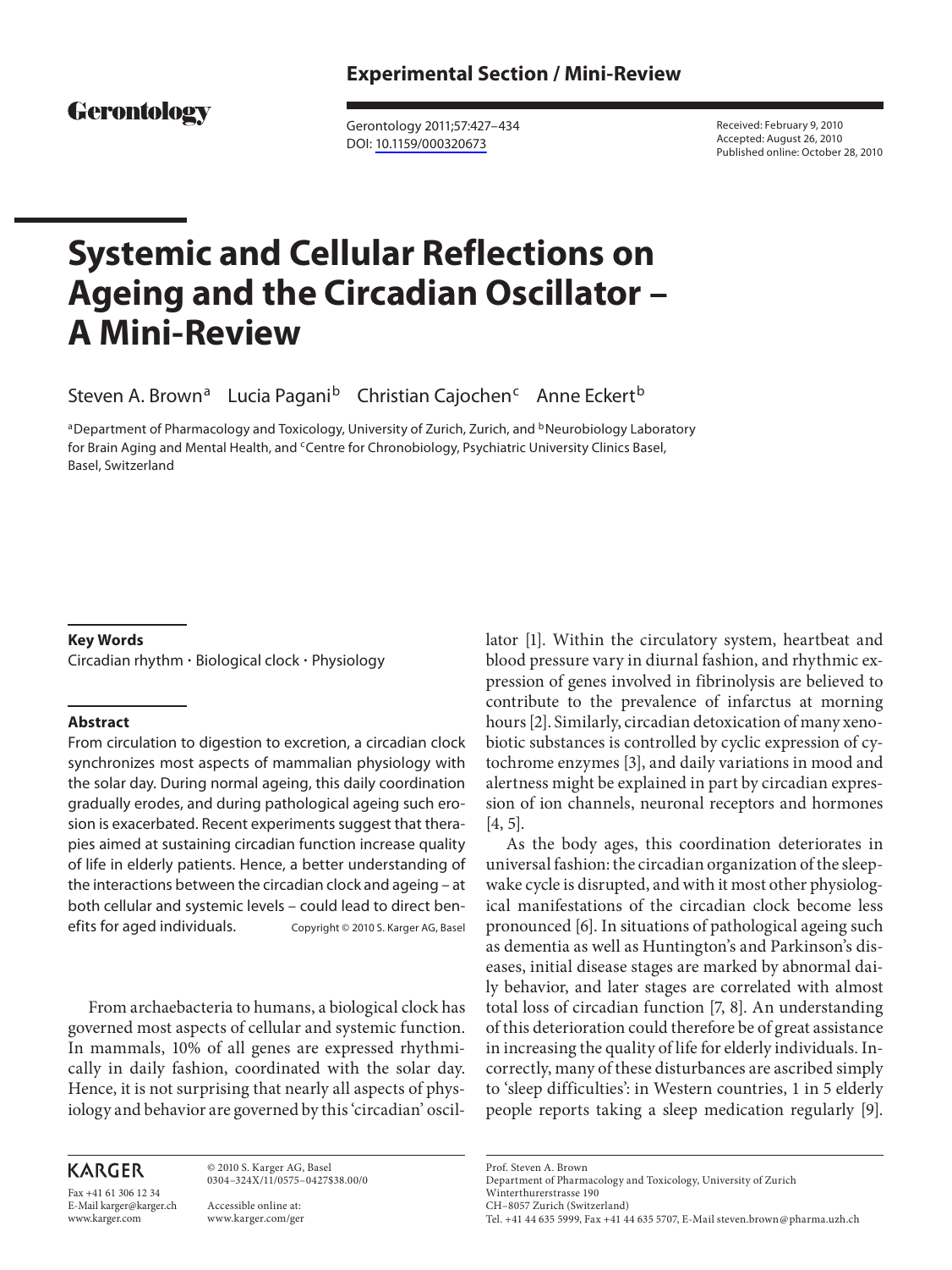Experimental Section / Mini-Review

Gerontology

Received: February 9, 2010
Accepted: August 26, 2010
Published online: October 28, 2010

DOI: 10.1159/000320673

# Systemic and Cellular Reflections on Ageing and the Circadian Oscillator – A Mini-Review

Steven A. Brown[a] Lucia Pagani[b] Christian Cajochen[c] Anne Eckert[b]

[a]Department of Pharmacology and Toxicology, University of Zurich, Zurich, and [b]Neurobiology Laboratory for Brain Aging and Mental Health, and [c]Centre for Chronobiology, Psychiatric University Clinics Basel, Basel, Switzerland

**Key Words**

Circadian rhythm · Biological clock · Physiology

**Abstract**

From circulation to digestion to excretion, a circadian clock synchronizes most aspects of mammalian physiology with the solar day. During normal ageing, this daily coordination gradually erodes, and during pathological ageing such erosion is exacerbated. Recent experiments suggest that therapies aimed at sustaining circadian function increase quality of life in elderly patients. Hence, a better understanding of the interactions between the circadian clock and ageing – at both cellular and systemic levels – could lead to direct benefits for aged individuals. Copyright © 2010 S. Karger AG, Basel

From archaebacteria to humans, a biological clock has governed most aspects of cellular and systemic function. In mammals, 10% of all genes are expressed rhythmically in daily fashion, coordinated with the solar day. Hence, it is not surprising that nearly all aspects of physiology and behavior are governed by this 'circadian' oscillator [1]. Within the circulatory system, heartbeat and blood pressure vary in diurnal fashion, and rhythmic expression of genes involved in fibrinolysis are believed to contribute to the prevalence of infarctus at morning hours [2]. Similarly, circadian detoxication of many xenobiotic substances is controlled by cyclic expression of cytochrome enzymes [3], and daily variations in mood and alertness might be explained in part by circadian expression of ion channels, neuronal receptors and hormones [4, 5].

As the body ages, this coordination deteriorates in universal fashion: the circadian organization of the sleep-wake cycle is disrupted, and with it most other physiological manifestations of the circadian clock become less pronounced [6]. In situations of pathological ageing such as dementia as well as Huntington's and Parkinson's diseases, initial disease stages are marked by abnormal daily behavior, and later stages are correlated with almost total loss of circadian function [7, 8]. An understanding of this deterioration could therefore be of great assistance in increasing the quality of life for elderly individuals. Incorrectly, many of these disturbances are ascribed simply to 'sleep difficulties': in Western countries, 1 in 5 elderly people reports taking a sleep medication regularly [9].

KARGER

Fax +41 61 306 12 34
E-Mail karger@karger.ch
www.karger.com

© 2010 S. Karger AG, Basel
0304–324X/11/0575–0427$38.00/0

Accessible online at:
www.karger.com/ger

Prof. Steven A. Brown
Department of Pharmacology and Toxicology, University of Zurich
Winterthurerstrasse 190
CH–8057 Zurich (Switzerland)
Tel. +41 44 635 5999, Fax +41 44 635 5707, E-Mail steven.brown@pharma.uzh.ch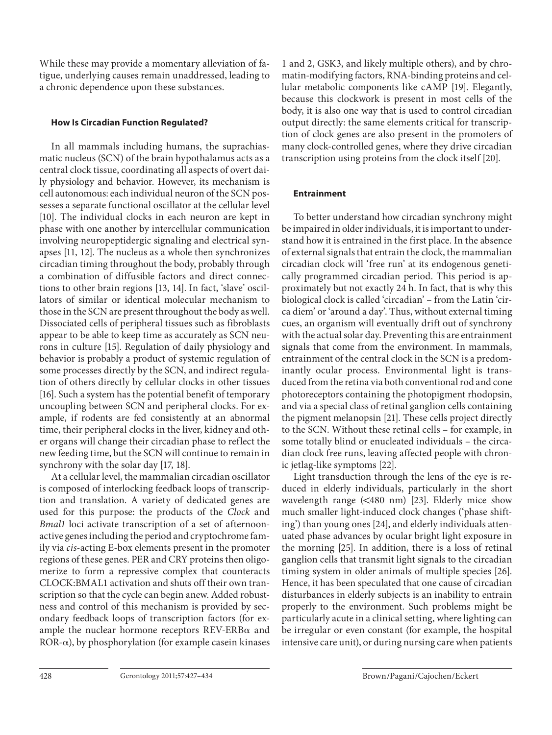While these may provide a momentary alleviation of fatigue, underlying causes remain unaddressed, leading to a chronic dependence upon these substances.

### How Is Circadian Function Regulated?

In all mammals including humans, the suprachiasmatic nucleus (SCN) of the brain hypothalamus acts as a central clock tissue, coordinating all aspects of overt daily physiology and behavior. However, its mechanism is cell autonomous: each individual neuron of the SCN possesses a separate functional oscillator at the cellular level [10]. The individual clocks in each neuron are kept in phase with one another by intercellular communication involving neuropeptidergic signaling and electrical synapses [11, 12]. The nucleus as a whole then synchronizes circadian timing throughout the body, probably through a combination of diffusible factors and direct connections to other brain regions [13, 14]. In fact, 'slave' oscillators of similar or identical molecular mechanism to those in the SCN are present throughout the body as well. Dissociated cells of peripheral tissues such as fibroblasts appear to be able to keep time as accurately as SCN neurons in culture [15]. Regulation of daily physiology and behavior is probably a product of systemic regulation of some processes directly by the SCN, and indirect regulation of others directly by cellular clocks in other tissues [16]. Such a system has the potential benefit of temporary uncoupling between SCN and peripheral clocks. For example, if rodents are fed consistently at an abnormal time, their peripheral clocks in the liver, kidney and other organs will change their circadian phase to reflect the new feeding time, but the SCN will continue to remain in synchrony with the solar day [17, 18].

At a cellular level, the mammalian circadian oscillator is composed of interlocking feedback loops of transcription and translation. A variety of dedicated genes are used for this purpose: the products of the *Clock* and *Bmal1* loci activate transcription of a set of afternoon-active genes including the period and cryptochrome family via *cis*-acting E-box elements present in the promoter regions of these genes. PER and CRY proteins then oligomerize to form a repressive complex that counteracts CLOCK:BMAL1 activation and shuts off their own transcription so that the cycle can begin anew. Added robustness and control of this mechanism is provided by secondary feedback loops of transcription factors (for example the nuclear hormone receptors REV-ERB$\alpha$ and ROR-$\alpha$), by phosphorylation (for example casein kinases 1 and 2, GSK3, and likely multiple others), and by chromatin-modifying factors, RNA-binding proteins and cellular metabolic components like cAMP [19]. Elegantly, because this clockwork is present in most cells of the body, it is also one way that is used to control circadian output directly: the same elements critical for transcription of clock genes are also present in the promoters of many clock-controlled genes, where they drive circadian transcription using proteins from the clock itself [20].

### Entrainment

To better understand how circadian synchrony might be impaired in older individuals, it is important to understand how it is entrained in the first place. In the absence of external signals that entrain the clock, the mammalian circadian clock will 'free run' at its endogenous genetically programmed circadian period. This period is approximately but not exactly 24 h. In fact, that is why this biological clock is called 'circadian' – from the Latin 'circa diem' or 'around a day'. Thus, without external timing cues, an organism will eventually drift out of synchrony with the actual solar day. Preventing this are entrainment signals that come from the environment. In mammals, entrainment of the central clock in the SCN is a predominantly ocular process. Environmental light is transduced from the retina via both conventional rod and cone photoreceptors containing the photopigment rhodopsin, and via a special class of retinal ganglion cells containing the pigment melanopsin [21]. These cells project directly to the SCN. Without these retinal cells – for example, in some totally blind or enucleated individuals – the circadian clock free runs, leaving affected people with chronic jetlag-like symptoms [22].

Light transduction through the lens of the eye is reduced in elderly individuals, particularly in the short wavelength range (<480 nm) [23]. Elderly mice show much smaller light-induced clock changes ('phase shifting') than young ones [24], and elderly individuals attenuated phase advances by ocular bright light exposure in the morning [25]. In addition, there is a loss of retinal ganglion cells that transmit light signals to the circadian timing system in older animals of multiple species [26]. Hence, it has been speculated that one cause of circadian disturbances in elderly subjects is an inability to entrain properly to the environment. Such problems might be particularly acute in a clinical setting, where lighting can be irregular or even constant (for example, the hospital intensive care unit), or during nursing care when patients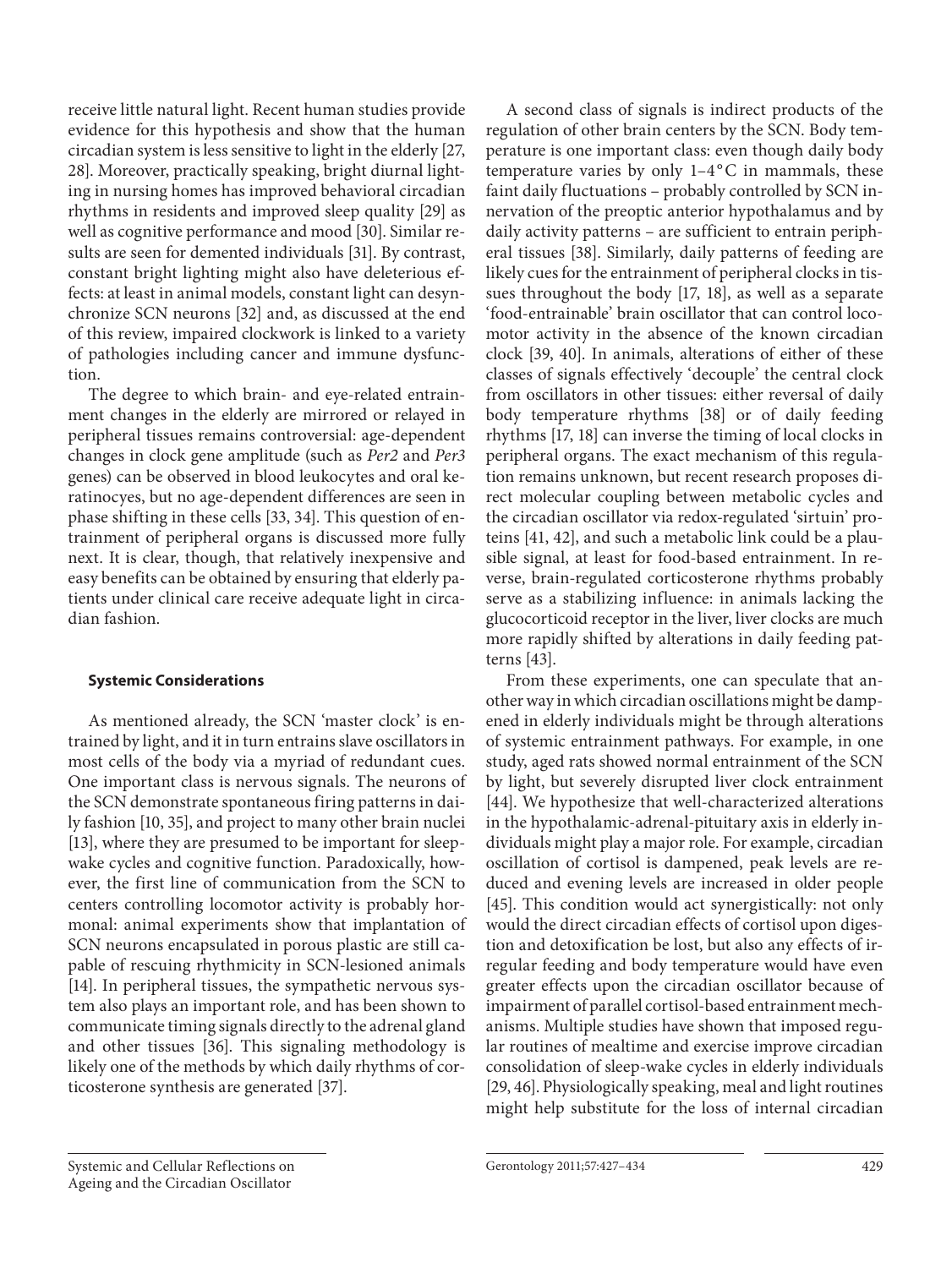receive little natural light. Recent human studies provide evidence for this hypothesis and show that the human circadian system is less sensitive to light in the elderly [27, 28]. Moreover, practically speaking, bright diurnal lighting in nursing homes has improved behavioral circadian rhythms in residents and improved sleep quality [29] as well as cognitive performance and mood [30]. Similar results are seen for demented individuals [31]. By contrast, constant bright lighting might also have deleterious effects: at least in animal models, constant light can desynchronize SCN neurons [32] and, as discussed at the end of this review, impaired clockwork is linked to a variety of pathologies including cancer and immune dysfunction.

The degree to which brain- and eye-related entrainment changes in the elderly are mirrored or relayed in peripheral tissues remains controversial: age-dependent changes in clock gene amplitude (such as *Per2* and *Per3* genes) can be observed in blood leukocytes and oral keratinocytes, but no age-dependent differences are seen in phase shifting in these cells [33, 34]. This question of entrainment of peripheral organs is discussed more fully next. It is clear, though, that relatively inexpensive and easy benefits can be obtained by ensuring that elderly patients under clinical care receive adequate light in circadian fashion.

## Systemic Considerations

As mentioned already, the SCN 'master clock' is entrained by light, and it in turn entrains slave oscillators in most cells of the body via a myriad of redundant cues. One important class is nervous signals. The neurons of the SCN demonstrate spontaneous firing patterns in daily fashion [10, 35], and project to many other brain nuclei [13], where they are presumed to be important for sleep-wake cycles and cognitive function. Paradoxically, however, the first line of communication from the SCN to centers controlling locomotor activity is probably hormonal: animal experiments show that implantation of SCN neurons encapsulated in porous plastic are still capable of rescuing rhythmicity in SCN-lesioned animals [14]. In peripheral tissues, the sympathetic nervous system also plays an important role, and has been shown to communicate timing signals directly to the adrenal gland and other tissues [36]. This signaling methodology is likely one of the methods by which daily rhythms of corticosterone synthesis are generated [37].

A second class of signals is indirect products of the regulation of other brain centers by the SCN. Body temperature is one important class: even though daily body temperature varies by only 1–4°C in mammals, these faint daily fluctuations – probably controlled by SCN innervation of the preoptic anterior hypothalamus and by daily activity patterns – are sufficient to entrain peripheral tissues [38]. Similarly, daily patterns of feeding are likely cues for the entrainment of peripheral clocks in tissues throughout the body [17, 18], as well as a separate 'food-entrainable' brain oscillator that can control locomotor activity in the absence of the known circadian clock [39, 40]. In animals, alterations of either of these classes of signals effectively 'decouple' the central clock from oscillators in other tissues: either reversal of daily body temperature rhythms [38] or of daily feeding rhythms [17, 18] can inverse the timing of local clocks in peripheral organs. The exact mechanism of this regulation remains unknown, but recent research proposes direct molecular coupling between metabolic cycles and the circadian oscillator via redox-regulated 'sirtuin' proteins [41, 42], and such a metabolic link could be a plausible signal, at least for food-based entrainment. In reverse, brain-regulated corticosterone rhythms probably serve as a stabilizing influence: in animals lacking the glucocorticoid receptor in the liver, liver clocks are much more rapidly shifted by alterations in daily feeding patterns [43].

From these experiments, one can speculate that another way in which circadian oscillations might be dampened in elderly individuals might be through alterations of systemic entrainment pathways. For example, in one study, aged rats showed normal entrainment of the SCN by light, but severely disrupted liver clock entrainment [44]. We hypothesize that well-characterized alterations in the hypothalamic-adrenal-pituitary axis in elderly individuals might play a major role. For example, circadian oscillation of cortisol is dampened, peak levels are reduced and evening levels are increased in older people [45]. This condition would act synergistically: not only would the direct circadian effects of cortisol upon digestion and detoxification be lost, but also any effects of irregular feeding and body temperature would have even greater effects upon the circadian oscillator because of impairment of parallel cortisol-based entrainment mechanisms. Multiple studies have shown that imposed regular routines of mealtime and exercise improve circadian consolidation of sleep-wake cycles in elderly individuals [29, 46]. Physiologically speaking, meal and light routines might help substitute for the loss of internal circadian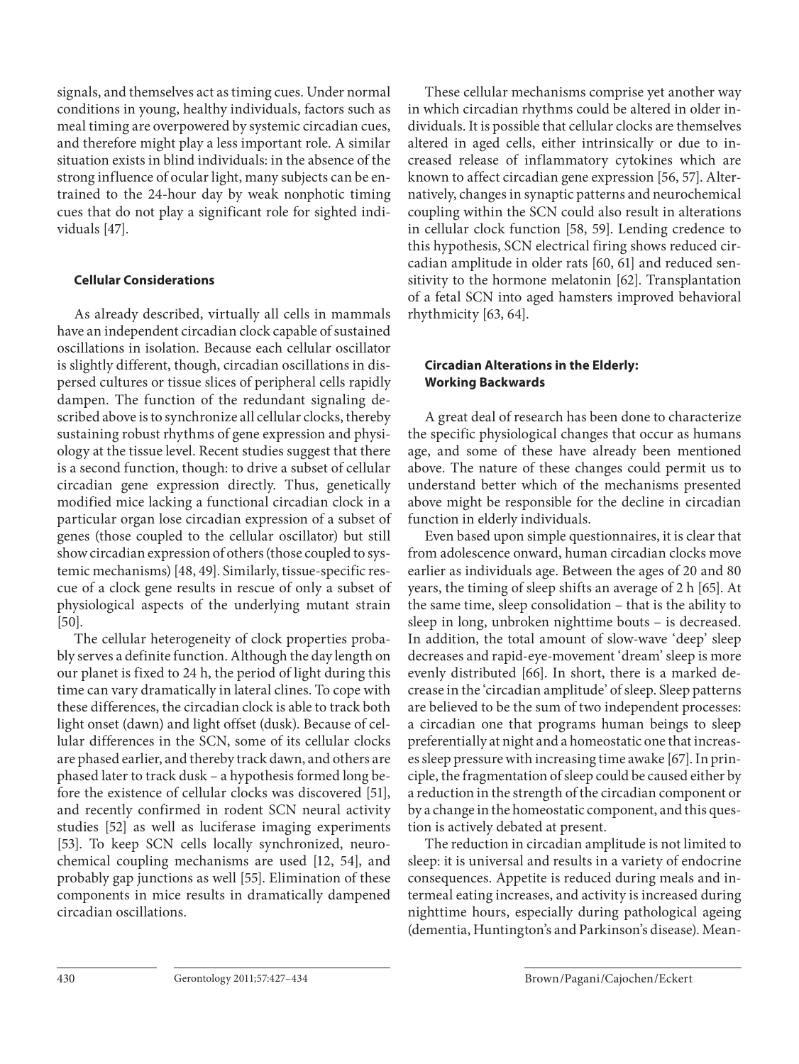signals, and themselves act as timing cues. Under normal conditions in young, healthy individuals, factors such as meal timing are overpowered by systemic circadian cues, and therefore might play a less important role. A similar situation exists in blind individuals: in the absence of the strong influence of ocular light, many subjects can be entrained to the 24-hour day by weak nonphotic timing cues that do not play a significant role for sighted individuals [47].

### Cellular Considerations

As already described, virtually all cells in mammals have an independent circadian clock capable of sustained oscillations in isolation. Because each cellular oscillator is slightly different, though, circadian oscillations in dispersed cultures or tissue slices of peripheral cells rapidly dampen. The function of the redundant signaling described above is to synchronize all cellular clocks, thereby sustaining robust rhythms of gene expression and physiology at the tissue level. Recent studies suggest that there is a second function, though: to drive a subset of cellular circadian gene expression directly. Thus, genetically modified mice lacking a functional circadian clock in a particular organ lose circadian expression of a subset of genes (those coupled to the cellular oscillator) but still show circadian expression of others (those coupled to systemic mechanisms) [48, 49]. Similarly, tissue-specific rescue of a clock gene results in rescue of only a subset of physiological aspects of the underlying mutant strain [50].

The cellular heterogeneity of clock properties probably serves a definite function. Although the day length on our planet is fixed to 24 h, the period of light during this time can vary dramatically in lateral clines. To cope with these differences, the circadian clock is able to track both light onset (dawn) and light offset (dusk). Because of cellular differences in the SCN, some of its cellular clocks are phased earlier, and thereby track dawn, and others are phased later to track dusk – a hypothesis formed long before the existence of cellular clocks was discovered [51], and recently confirmed in rodent SCN neural activity studies [52] as well as luciferase imaging experiments [53]. To keep SCN cells locally synchronized, neurochemical coupling mechanisms are used [12, 54], and probably gap junctions as well [55]. Elimination of these components in mice results in dramatically dampened circadian oscillations.

These cellular mechanisms comprise yet another way in which circadian rhythms could be altered in older individuals. It is possible that cellular clocks are themselves altered in aged cells, either intrinsically or due to increased release of inflammatory cytokines which are known to affect circadian gene expression [56, 57]. Alternatively, changes in synaptic patterns and neurochemical coupling within the SCN could also result in alterations in cellular clock function [58, 59]. Lending credence to this hypothesis, SCN electrical firing shows reduced circadian amplitude in older rats [60, 61] and reduced sensitivity to the hormone melatonin [62]. Transplantation of a fetal SCN into aged hamsters improved behavioral rhythmicity [63, 64].

### Circadian Alterations in the Elderly: Working Backwards

A great deal of research has been done to characterize the specific physiological changes that occur as humans age, and some of these have already been mentioned above. The nature of these changes could permit us to understand better which of the mechanisms presented above might be responsible for the decline in circadian function in elderly individuals.

Even based upon simple questionnaires, it is clear that from adolescence onward, human circadian clocks move earlier as individuals age. Between the ages of 20 and 80 years, the timing of sleep shifts an average of 2 h [65]. At the same time, sleep consolidation – that is the ability to sleep in long, unbroken nighttime bouts – is decreased. In addition, the total amount of slow-wave 'deep' sleep decreases and rapid-eye-movement 'dream' sleep is more evenly distributed [66]. In short, there is a marked decrease in the 'circadian amplitude' of sleep. Sleep patterns are believed to be the sum of two independent processes: a circadian one that programs human beings to sleep preferentially at night and a homeostatic one that increases sleep pressure with increasing time awake [67]. In principle, the fragmentation of sleep could be caused either by a reduction in the strength of the circadian component or by a change in the homeostatic component, and this question is actively debated at present.

The reduction in circadian amplitude is not limited to sleep: it is universal and results in a variety of endocrine consequences. Appetite is reduced during meals and intermeal eating increases, and activity is increased during nighttime hours, especially during pathological ageing (dementia, Huntington's and Parkinson's disease). Mean-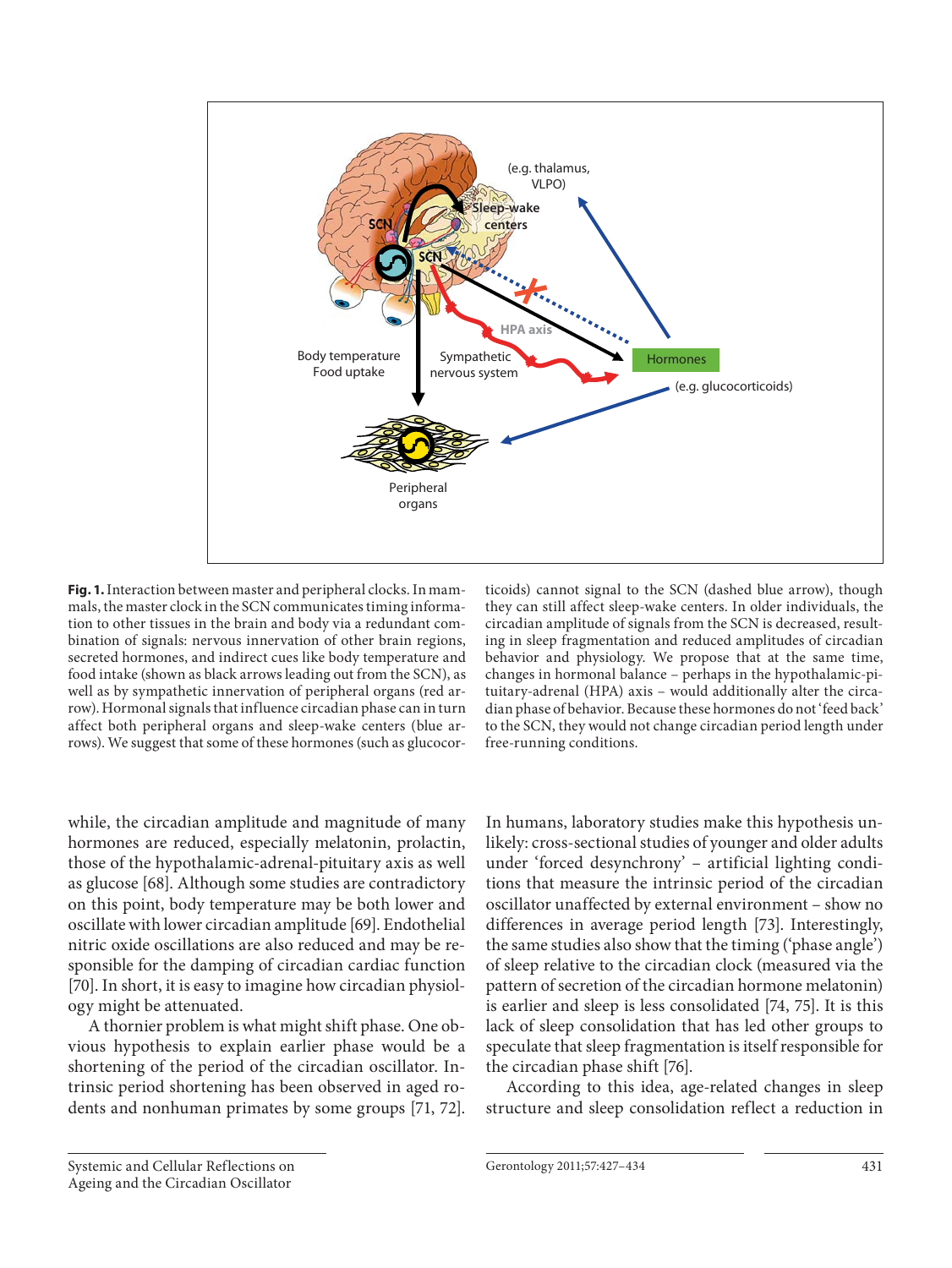**Fig. 1.** Interaction between master and peripheral clocks. In mammals, the master clock in the SCN communicates timing information to other tissues in the brain and body via a redundant combination of signals: nervous innervation of other brain regions, secreted hormones, and indirect cues like body temperature and food intake (shown as black arrows leading out from the SCN), as well as by sympathetic innervation of peripheral organs (red arrow). Hormonal signals that influence circadian phase can in turn affect both peripheral organs and sleep-wake centers (blue arrows). We suggest that some of these hormones (such as glucocorticoids) cannot signal to the SCN (dashed blue arrow), though they can still affect sleep-wake centers. In older individuals, the circadian amplitude of signals from the SCN is decreased, resulting in sleep fragmentation and reduced amplitudes of circadian behavior and physiology. We propose that at the same time, changes in hormonal balance – perhaps in the hypothalamic-pituitary-adrenal (HPA) axis – would additionally alter the circadian phase of behavior. Because these hormones do not 'feed back' to the SCN, they would not change circadian period length under free-running conditions.

while, the circadian amplitude and magnitude of many hormones are reduced, especially melatonin, prolactin, those of the hypothalamic-adrenal-pituitary axis as well as glucose [68]. Although some studies are contradictory on this point, body temperature may be both lower and oscillate with lower circadian amplitude [69]. Endothelial nitric oxide oscillations are also reduced and may be responsible for the damping of circadian cardiac function [70]. In short, it is easy to imagine how circadian physiology might be attenuated.

A thornier problem is what might shift phase. One obvious hypothesis to explain earlier phase would be a shortening of the period of the circadian oscillator. Intrinsic period shortening has been observed in aged rodents and nonhuman primates by some groups [71, 72]. In humans, laboratory studies make this hypothesis unlikely: cross-sectional studies of younger and older adults under 'forced desynchrony' – artificial lighting conditions that measure the intrinsic period of the circadian oscillator unaffected by external environment – show no differences in average period length [73]. Interestingly, the same studies also show that the timing ('phase angle') of sleep relative to the circadian clock (measured via the pattern of secretion of the circadian hormone melatonin) is earlier and sleep is less consolidated [74, 75]. It is this lack of sleep consolidation that has led other groups to speculate that sleep fragmentation is itself responsible for the circadian phase shift [76].

According to this idea, age-related changes in sleep structure and sleep consolidation reflect a reduction in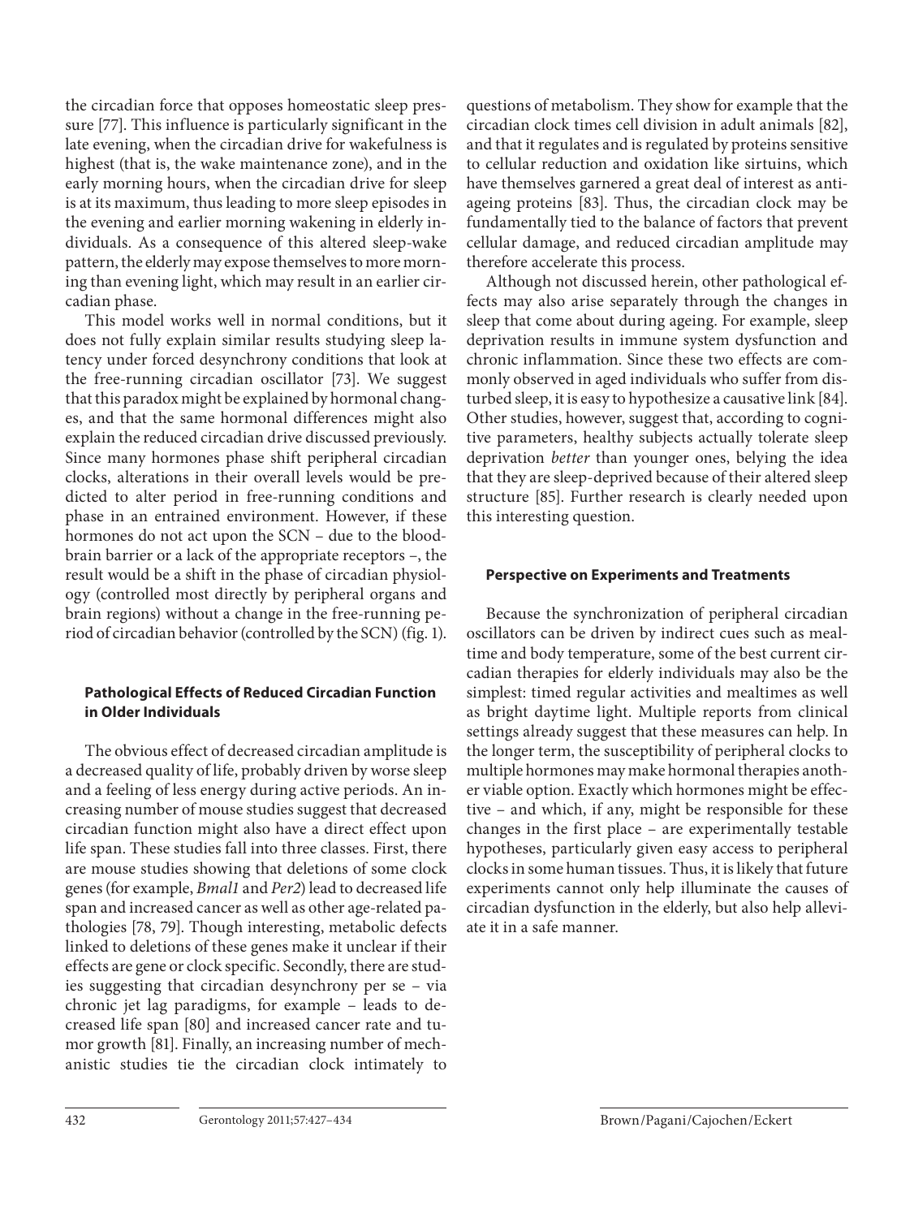the circadian force that opposes homeostatic sleep pressure [77]. This influence is particularly significant in the late evening, when the circadian drive for wakefulness is highest (that is, the wake maintenance zone), and in the early morning hours, when the circadian drive for sleep is at its maximum, thus leading to more sleep episodes in the evening and earlier morning wakening in elderly individuals. As a consequence of this altered sleep-wake pattern, the elderly may expose themselves to more morning than evening light, which may result in an earlier circadian phase.

This model works well in normal conditions, but it does not fully explain similar results studying sleep latency under forced desynchrony conditions that look at the free-running circadian oscillator [73]. We suggest that this paradox might be explained by hormonal changes, and that the same hormonal differences might also explain the reduced circadian drive discussed previously. Since many hormones phase shift peripheral circadian clocks, alterations in their overall levels would be predicted to alter period in free-running conditions and phase in an entrained environment. However, if these hormones do not act upon the SCN – due to the blood-brain barrier or a lack of the appropriate receptors –, the result would be a shift in the phase of circadian physiology (controlled most directly by peripheral organs and brain regions) without a change in the free-running period of circadian behavior (controlled by the SCN) (fig. 1).

### Pathological Effects of Reduced Circadian Function in Older Individuals

The obvious effect of decreased circadian amplitude is a decreased quality of life, probably driven by worse sleep and a feeling of less energy during active periods. An increasing number of mouse studies suggest that decreased circadian function might also have a direct effect upon life span. These studies fall into three classes. First, there are mouse studies showing that deletions of some clock genes (for example, *Bmal1* and *Per2*) lead to decreased life span and increased cancer as well as other age-related pathologies [78, 79]. Though interesting, metabolic defects linked to deletions of these genes make it unclear if their effects are gene or clock specific. Secondly, there are studies suggesting that circadian desynchrony per se – via chronic jet lag paradigms, for example – leads to decreased life span [80] and increased cancer rate and tumor growth [81]. Finally, an increasing number of mechanistic studies tie the circadian clock intimately to questions of metabolism. They show for example that the circadian clock times cell division in adult animals [82], and that it regulates and is regulated by proteins sensitive to cellular reduction and oxidation like sirtuins, which have themselves garnered a great deal of interest as anti-ageing proteins [83]. Thus, the circadian clock may be fundamentally tied to the balance of factors that prevent cellular damage, and reduced circadian amplitude may therefore accelerate this process.

Although not discussed herein, other pathological effects may also arise separately through the changes in sleep that come about during ageing. For example, sleep deprivation results in immune system dysfunction and chronic inflammation. Since these two effects are commonly observed in aged individuals who suffer from disturbed sleep, it is easy to hypothesize a causative link [84]. Other studies, however, suggest that, according to cognitive parameters, healthy subjects actually tolerate sleep deprivation *better* than younger ones, belying the idea that they are sleep-deprived because of their altered sleep structure [85]. Further research is clearly needed upon this interesting question.

### Perspective on Experiments and Treatments

Because the synchronization of peripheral circadian oscillators can be driven by indirect cues such as mealtime and body temperature, some of the best current circadian therapies for elderly individuals may also be the simplest: timed regular activities and mealtimes as well as bright daytime light. Multiple reports from clinical settings already suggest that these measures can help. In the longer term, the susceptibility of peripheral clocks to multiple hormones may make hormonal therapies another viable option. Exactly which hormones might be effective – and which, if any, might be responsible for these changes in the first place – are experimentally testable hypotheses, particularly given easy access to peripheral clocks in some human tissues. Thus, it is likely that future experiments cannot only help illuminate the causes of circadian dysfunction in the elderly, but also help alleviate it in a safe manner.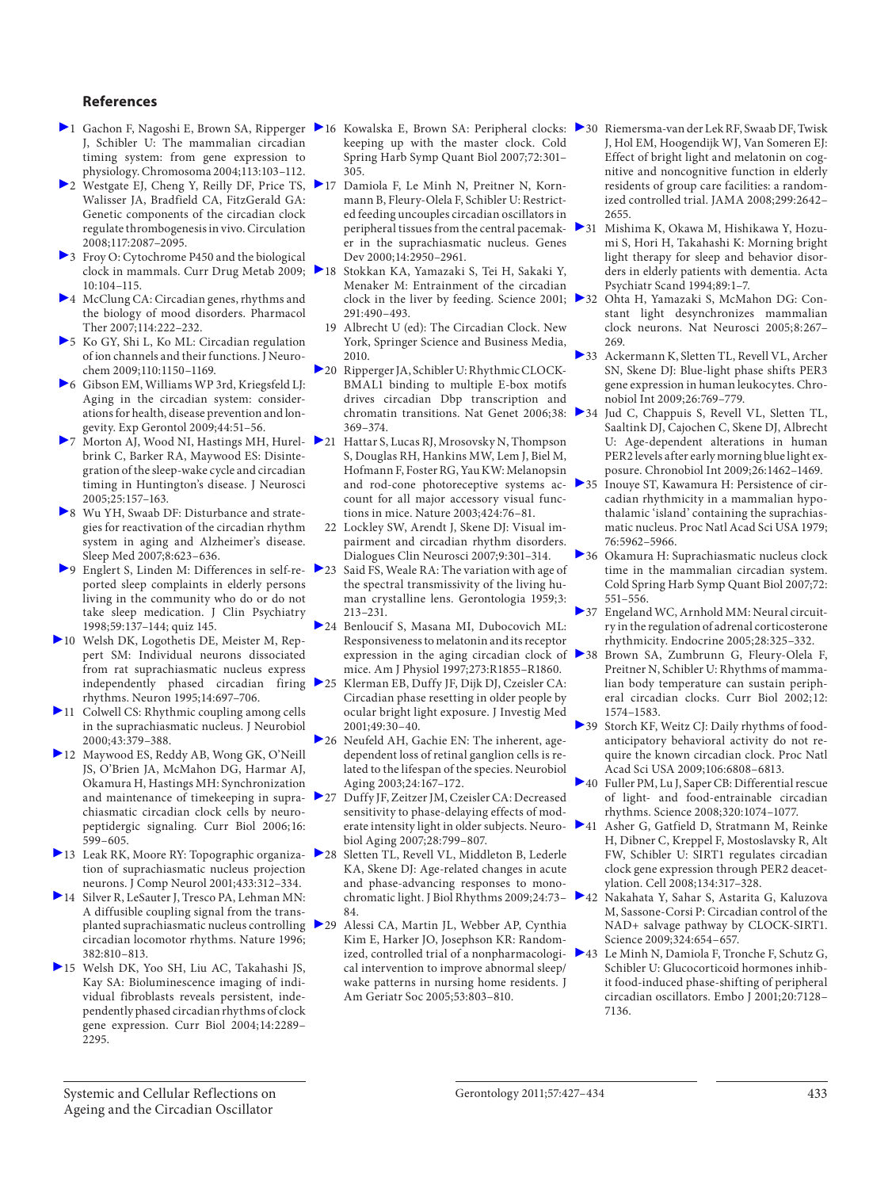## References

1. Gachon F, Nagoshi E, Brown SA, Ripperger J, Schibler U: The mammalian circadian timing system: from gene expression to physiology. Chromosoma 2004;113:103–112.
2. Westgate EJ, Cheng Y, Reilly DF, Price TS, Walisser JA, Bradfield CA, FitzGerald GA: Genetic components of the circadian clock regulate thrombogenesis in vivo. Circulation 2008;117:2087–2095.
3. Froy O: Cytochrome P450 and the biological clock in mammals. Curr Drug Metab 2009; 10:104–115.
4. McClung CA: Circadian genes, rhythms and the biology of mood disorders. Pharmacol Ther 2007;114:222–232.
5. Ko GY, Shi L, Ko ML: Circadian regulation of ion channels and their functions. J Neurochem 2009;110:1150–1169.
6. Gibson EM, Williams WP 3rd, Kriegsfeld LJ: Aging in the circadian system: considerations for health, disease prevention and longevity. Exp Gerontol 2009;44:51–56.
7. Morton AJ, Wood NI, Hastings MH, Hurelbrink C, Barker RA, Maywood ES: Disintegration of the sleep-wake cycle and circadian timing in Huntington's disease. J Neurosci 2005;25:157–163.
8. Wu YH, Swaab DF: Disturbance and strategies for reactivation of the circadian rhythm system in aging and Alzheimer's disease. Sleep Med 2007;8:623–636.
9. Englert S, Linden M: Differences in self-reported sleep complaints in elderly persons living in the community who do or do not take sleep medication. J Clin Psychiatry 1998;59:137–144; quiz 145.
10. Welsh DK, Logothetis DE, Meister M, Reppert SM: Individual neurons dissociated from rat suprachiasmatic nucleus express independently phased circadian firing rhythms. Neuron 1995;14:697–706.
11. Colwell CS: Rhythmic coupling among cells in the suprachiasmatic nucleus. J Neurobiol 2000;43:379–388.
12. Maywood ES, Reddy AB, Wong GK, O'Neill JS, O'Brien JA, McMahon DG, Harmar AJ, Okamura H, Hastings MH: Synchronization and maintenance of timekeeping in suprachiasmatic circadian clock cells by neuropeptidergic signaling. Curr Biol 2006;16: 599–605.
13. Leak RK, Moore RY: Topographic organization of suprachiasmatic nucleus projection neurons. J Comp Neurol 2001;433:312–334.
14. Silver R, LeSauter J, Tresco PA, Lehman MN: A diffusible coupling signal from the transplanted suprachiasmatic nucleus controlling circadian locomotor rhythms. Nature 1996; 382:810–813.
15. Welsh DK, Yoo SH, Liu AC, Takahashi JS, Kay SA: Bioluminescence imaging of individual fibroblasts reveals persistent, independently phased circadian rhythms of clock gene expression. Curr Biol 2004;14:2289–2295.
16. Kowalska E, Brown SA: Peripheral clocks: keeping up with the master clock. Cold Spring Harb Symp Quant Biol 2007;72:301–305.
17. Damiola F, Le Minh N, Preitner N, Kornmann B, Fleury-Olela F, Schibler U: Restricted feeding uncouples circadian oscillators in peripheral tissues from the central pacemaker in the suprachiasmatic nucleus. Genes Dev 2000;14:2950–2961.
18. Stokkan KA, Yamazaki S, Tei H, Sakaki Y, Menaker M: Entrainment of the circadian clock in the liver by feeding. Science 2001; 291:490–493.
19. Albrecht U (ed): The Circadian Clock. New York, Springer Science and Business Media, 2010.
20. Ripperger JA, Schibler U: Rhythmic CLOCK-BMAL1 binding to multiple E-box motifs drives circadian Dbp transcription and chromatin transitions. Nat Genet 2006;38: 369–374.
21. Hattar S, Lucas RJ, Mrosovsky N, Thompson S, Douglas RH, Hankins MW, Lem J, Biel M, Hofmann F, Foster RG, Yau KW: Melanopsin and rod-cone photoreceptive systems account for all major accessory visual functions in mice. Nature 2003;424:76–81.
22. Lockley SW, Arendt J, Skene DJ: Visual impairment and circadian rhythm disorders. Dialogues Clin Neurosci 2007;9:301–314.
23. Said FS, Weale RA: The variation with age of the spectral transmissivity of the living human crystalline lens. Gerontologia 1959;3: 213–231.
24. Benloucif S, Masana MI, Dubocovich ML: Responsiveness to melatonin and its receptor expression in the aging circadian clock of mice. Am J Physiol 1997;273:R1855–R1860.
25. Klerman EB, Duffy JF, Dijk DJ, Czeisler CA: Circadian phase resetting in older people by ocular bright light exposure. J Investig Med 2001;49:30–40.
26. Neufeld AH, Gachie EN: The inherent, age-dependent loss of retinal ganglion cells is related to the lifespan of the species. Neurobiol Aging 2003;24:167–172.
27. Duffy JF, Zeitzer JM, Czeisler CA: Decreased sensitivity to phase-delaying effects of moderate intensity light in older subjects. Neurobiol Aging 2007;28:799–807.
28. Sletten TL, Revell VL, Middleton B, Lederle KA, Skene DJ: Age-related changes in acute and phase-advancing responses to monochromatic light. J Biol Rhythms 2009;24:73–84.
29. Alessi CA, Martin JL, Webber AP, Cynthia Kim E, Harker JO, Josephson KR: Randomized, controlled trial of a nonpharmacological intervention to improve abnormal sleep/wake patterns in nursing home residents. J Am Geriatr Soc 2005;53:803–810.
30. Riemersma-van der Lek RF, Swaab DF, Twisk J, Hol EM, Hoogendijk WJ, Van Someren EJ: Effect of bright light and melatonin on cognitive and noncognitive function in elderly residents of group care facilities: a randomized controlled trial. JAMA 2008;299:2642–2655.
31. Mishima K, Okawa M, Hishikawa Y, Hozumi S, Hori H, Takahashi K: Morning bright light therapy for sleep and behavior disorders in elderly patients with dementia. Acta Psychiatr Scand 1994;89:1–7.
32. Ohta H, Yamazaki S, McMahon DG: Constant light desynchronizes mammalian clock neurons. Nat Neurosci 2005;8:267–269.
33. Ackermann K, Sletten TL, Revell VL, Archer SN, Skene DJ: Blue-light phase shifts PER3 gene expression in human leukocytes. Chronobiol Int 2009;26:769–779.
34. Jud C, Chappuis S, Revell VL, Sletten TL, Saaltink DJ, Cajochen C, Skene DJ, Albrecht U: Age-dependent alterations in human PER2 levels after early morning blue light exposure. Chronobiol Int 2009;26:1462–1469.
35. Inouye ST, Kawamura H: Persistence of circadian rhythmicity in a mammalian hypothalamic 'island' containing the suprachiasmatic nucleus. Proc Natl Acad Sci USA 1979; 76:5962–5966.
36. Okamura H: Suprachiasmatic nucleus clock time in the mammalian circadian system. Cold Spring Harb Symp Quant Biol 2007;72: 551–556.
37. Engeland WC, Arnhold MM: Neural circuitry in the regulation of adrenal corticosterone rhythmicity. Endocrine 2005;28:325–332.
38. Brown SA, Zumbrunn G, Fleury-Olela F, Preitner N, Schibler U: Rhythms of mammalian body temperature can sustain peripheral circadian clocks. Curr Biol 2002;12: 1574–1583.
39. Storch KF, Weitz CJ: Daily rhythms of food-anticipatory behavioral activity do not require the known circadian clock. Proc Natl Acad Sci USA 2009;106:6808–6813.
40. Fuller PM, Lu J, Saper CB: Differential rescue of light- and food-entrainable circadian rhythms. Science 2008;320:1074–1077.
41. Asher G, Gatfield D, Stratmann M, Reinke H, Dibner C, Kreppel F, Mostoslavsky R, Alt FW, Schibler U: SIRT1 regulates circadian clock gene expression through PER2 deacetylation. Cell 2008;134:317–328.
42. Nakahata Y, Sahar S, Astarita G, Kaluzova M, Sassone-Corsi P: Circadian control of the NAD+ salvage pathway by CLOCK-SIRT1. Science 2009;324:654–657.
43. Le Minh N, Damiola F, Tronche F, Schutz G, Schibler U: Glucocorticoid hormones inhibit food-induced phase-shifting of peripheral circadian oscillators. Embo J 2001;20:7128–7136.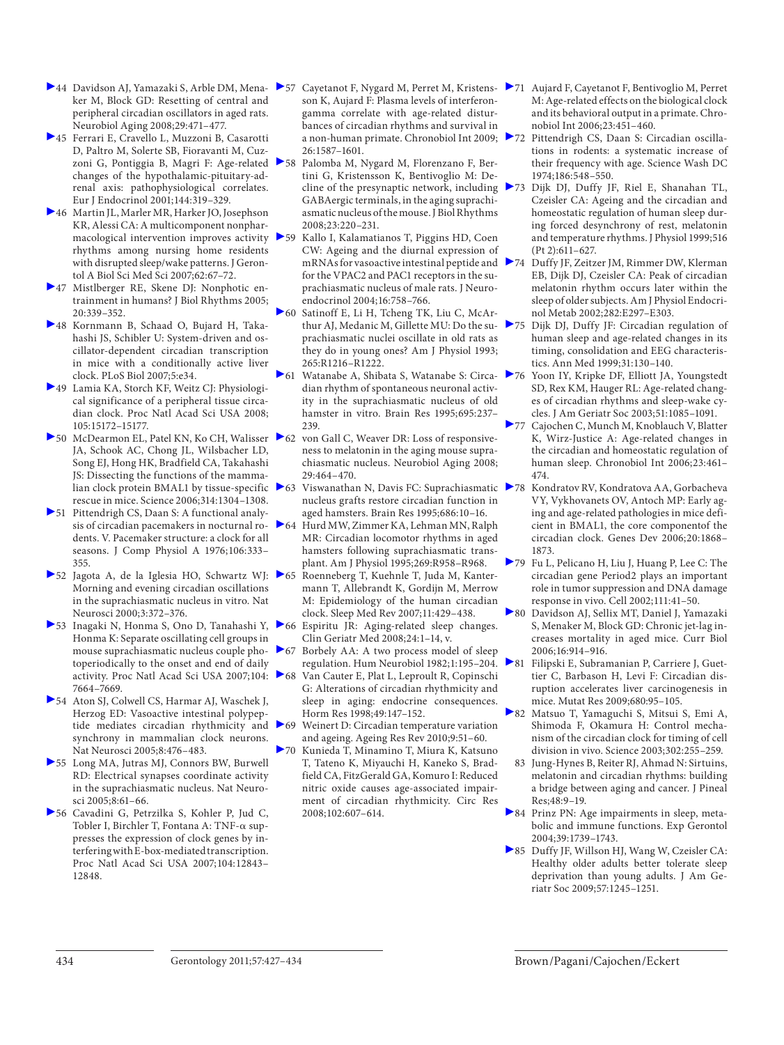44 Davidson AJ, Yamazaki S, Arble DM, Menaker M, Block GD: Resetting of central and peripheral circadian oscillators in aged rats. Neurobiol Aging 2008;29:471–477.

45 Ferrari E, Cravello L, Muzzoni B, Casarotti D, Paltro M, Solerte SB, Fioravanti M, Cuzzoni G, Pontiggia B, Magri F: Age-related changes of the hypothalamic-pituitary-adrenal axis: pathophysiological correlates. Eur J Endocrinol 2001;144:319–329.

46 Martin JL, Marler MR, Harker JO, Josephson KR, Alessi CA: A multicomponent nonpharmacological intervention improves activity rhythms among nursing home residents with disrupted sleep/wake patterns. J Gerontol A Biol Sci Med Sci 2007;62:67–72.

47 Mistlberger RE, Skene DJ: Nonphotic entrainment in humans? J Biol Rhythms 2005;20:339–352.

48 Kornmann B, Schaad O, Bujard H, Takahashi JS, Schibler U: System-driven and oscillator-dependent circadian transcription in mice with a conditionally active liver clock. PLoS Biol 2007;5:e34.

49 Lamia KA, Storch KF, Weitz CJ: Physiological significance of a peripheral tissue circadian clock. Proc Natl Acad Sci USA 2008;105:15172–15177.

50 McDearmon EL, Patel KN, Ko CH, Walisser JA, Schook AC, Chong JL, Wilsbacher LD, Song EJ, Hong HK, Bradfield CA, Takahashi JS: Dissecting the functions of the mammalian clock protein BMAL1 by tissue-specific rescue in mice. Science 2006;314:1304–1308.

51 Pittendrigh CS, Daan S: A functional analysis of circadian pacemakers in nocturnal rodents. V. Pacemaker structure: a clock for all seasons. J Comp Physiol A 1976;106:333–355.

52 Jagota A, de la Iglesia HO, Schwartz WJ: Morning and evening circadian oscillations in the suprachiasmatic nucleus in vitro. Nat Neurosci 2000;3:372–376.

53 Inagaki N, Honma S, Ono D, Tanahashi Y, Honma K: Separate oscillating cell groups in mouse suprachiasmatic nucleus couple photoperiodically to the onset and end of daily activity. Proc Natl Acad Sci USA 2007;104:7664–7669.

54 Aton SJ, Colwell CS, Harmar AJ, Waschek J, Herzog ED: Vasoactive intestinal polypeptide mediates circadian rhythmicity and synchrony in mammalian clock neurons. Nat Neurosci 2005;8:476–483.

55 Long MA, Jutras MJ, Connors BW, Burwell RD: Electrical synapses coordinate activity in the suprachiasmatic nucleus. Nat Neurosci 2005;8:61–66.

56 Cavadini G, Petrzilka S, Kohler P, Jud C, Tobler I, Birchler T, Fontana A: TNF-α suppresses the expression of clock genes by interfering with E-box-mediated transcription. Proc Natl Acad Sci USA 2007;104:12843–12848.

57 Cayetanot F, Nygard M, Perret M, Kristensson K, Aujard F: Plasma levels of interferon-gamma correlate with age-related disturbances of circadian rhythms and survival in a non-human primate. Chronobiol Int 2009;26:1587–1601.

58 Palomba M, Nygard M, Florenzano F, Bertini G, Kristensson K, Bentivoglio M: Decline of the presynaptic network, including GABAergic terminals, in the aging suprachiasmatic nucleus of the mouse. J Biol Rhythms 2008;23:220–231.

59 Kallo I, Kalamatianos T, Piggins HD, Coen CW: Ageing and the diurnal expression of mRNAs for vasoactive intestinal peptide and for the VPAC2 and PAC1 receptors in the suprachiasmatic nucleus of male rats. J Neuroendocrinol 2004;16:758–766.

60 Satinoff E, Li H, Tcheng TK, Liu C, McArthur AJ, Medanic M, Gillette MU: Do the suprachiasmatic nuclei oscillate in old rats as they do in young ones? Am J Physiol 1993;265:R1216–R1222.

61 Watanabe A, Shibata S, Watanabe S: Circadian rhythm of spontaneous neuronal activity in the suprachiasmatic nucleus of old hamster in vitro. Brain Res 1995;695:237–239.

62 von Gall C, Weaver DR: Loss of responsiveness to melatonin in the aging mouse suprachiasmatic nucleus. Neurobiol Aging 2008;29:464–470.

63 Viswanathan N, Davis FC: Suprachiasmatic nucleus grafts restore circadian function in aged hamsters. Brain Res 1995;686:10–16.

64 Hurd MW, Zimmer KA, Lehman MN, Ralph MR: Circadian locomotor rhythms in aged hamsters following suprachiasmatic transplant. Am J Physiol 1995;269:R958–R968.

65 Roenneberg T, Kuehnle T, Juda M, Kantermann T, Allebrandt K, Gordijn M, Merrow M: Epidemiology of the human circadian clock. Sleep Med Rev 2007;11:429–438.

66 Espiritu JR: Aging-related sleep changes. Clin Geriatr Med 2008;24:1–14, v.

67 Borbely AA: A two process model of sleep regulation. Hum Neurobiol 1982;1:195–204.

68 Van Cauter E, Plat L, Leproult R, Copinschi G: Alterations of circadian rhythmicity and sleep in aging: endocrine consequences. Horm Res 1998;49:147–152.

69 Weinert D: Circadian temperature variation and ageing. Ageing Res Rev 2010;9:51–60.

70 Kunieda T, Minamino T, Miura K, Katsuno T, Tateno K, Miyauchi H, Kaneko S, Bradfield CA, FitzGerald GA, Komuro I: Reduced nitric oxide causes age-associated impairment of circadian rhythmicity. Circ Res 2008;102:607–614.

71 Aujard F, Cayetanot F, Bentivoglio M, Perret M: Age-related effects on the biological clock and its behavioral output in a primate. Chronobiol Int 2006;23:451–460.

72 Pittendrigh CS, Daan S: Circadian oscillations in rodents: a systematic increase of their frequency with age. Science Wash DC 1974;186:548–550.

73 Dijk DJ, Duffy JF, Riel E, Shanahan TL, Czeisler CA: Ageing and the circadian and homeostatic regulation of human sleep during forced desynchrony of rest, melatonin and temperature rhythms. J Physiol 1999;516 (Pt 2):611–627.

74 Duffy JF, Zeitzer JM, Rimmer DW, Klerman EB, Dijk DJ, Czeisler CA: Peak of circadian melatonin rhythm occurs later within the sleep of older subjects. Am J Physiol Endocrinol Metab 2002;282:E297–E303.

75 Dijk DJ, Duffy JF: Circadian regulation of human sleep and age-related changes in its timing, consolidation and EEG characteristics. Ann Med 1999;31:130–140.

76 Yoon IY, Kripke DF, Elliott JA, Youngstedt SD, Rex KM, Hauger RL: Age-related changes of circadian rhythms and sleep-wake cycles. J Am Geriatr Soc 2003;51:1085–1091.

77 Cajochen C, Munch M, Knoblauch V, Blatter K, Wirz-Justice A: Age-related changes in the circadian and homeostatic regulation of human sleep. Chronobiol Int 2006;23:461–474.

78 Kondratov RV, Kondratova AA, Gorbacheva VY, Vykhovanets OV, Antoch MP: Early aging and age-related pathologies in mice deficient in BMAL1, the core componentof the circadian clock. Genes Dev 2006;20:1868–1873.

79 Fu L, Pelicano H, Liu J, Huang P, Lee C: The circadian gene Period2 plays an important role in tumor suppression and DNA damage response in vivo. Cell 2002;111:41–50.

80 Davidson AJ, Sellix MT, Daniel J, Yamazaki S, Menaker M, Block GD: Chronic jet-lag increases mortality in aged mice. Curr Biol 2006;16:914–916.

81 Filipski E, Subramanian P, Carriere J, Guettier C, Barbason H, Levi F: Circadian disruption accelerates liver carcinogenesis in mice. Mutat Res 2009;680:95–105.

82 Matsuo T, Yamaguchi S, Mitsui S, Emi A, Shimoda F, Okamura H: Control mechanism of the circadian clock for timing of cell division in vivo. Science 2003;302:255–259.

83 Jung-Hynes B, Reiter RJ, Ahmad N: Sirtuins, melatonin and circadian rhythms: building a bridge between aging and cancer. J Pineal Res;48:9–19.

84 Prinz PN: Age impairments in sleep, metabolic and immune functions. Exp Gerontol 2004;39:1739–1743.

85 Duffy JF, Willson HJ, Wang W, Czeisler CA: Healthy older adults better tolerate sleep deprivation than young adults. J Am Geriatr Soc 2009;57:1245–1251.